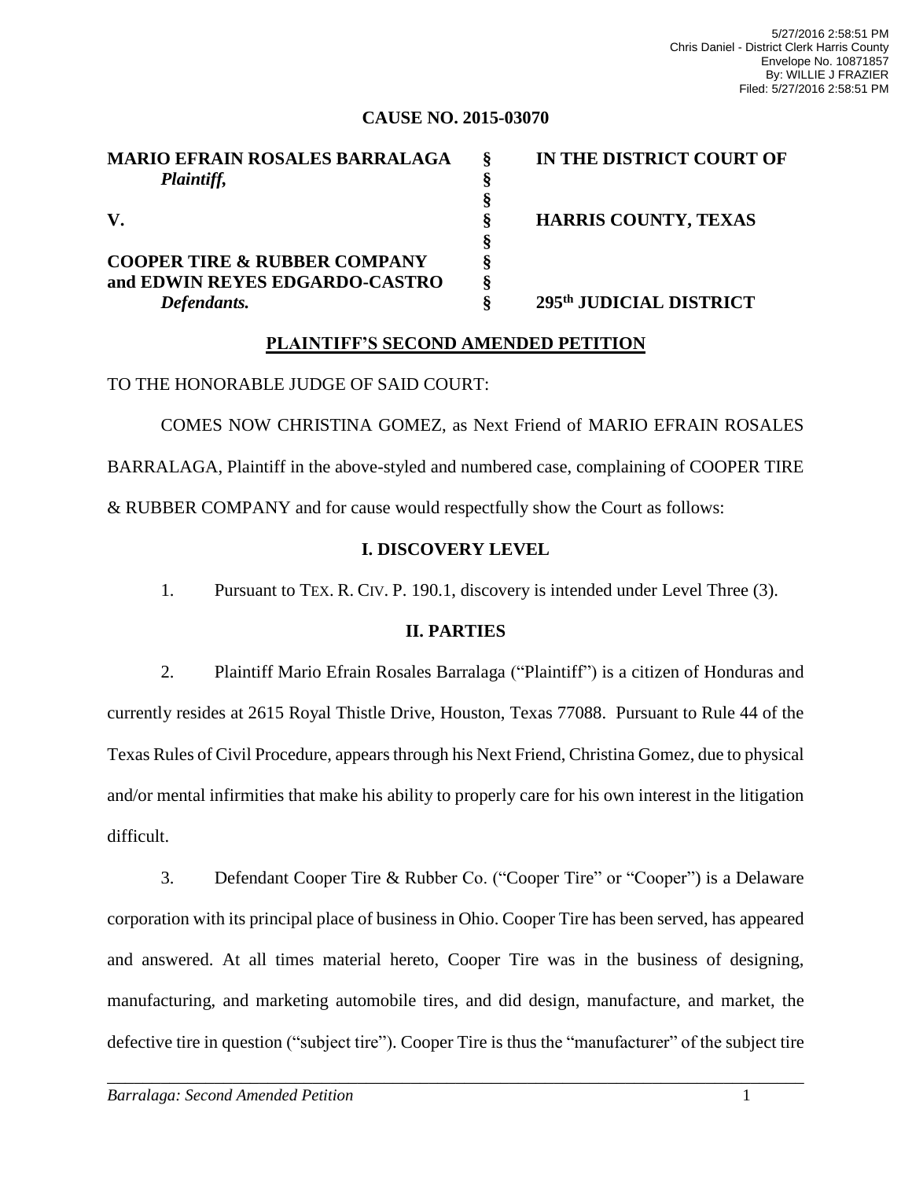5/27/2016 2:58:51 PM
Chris Daniel - District Clerk Harris County
Envelope No. 10871857
By: WILLIE J FRAZIER
Filed: 5/27/2016 2:58:51 PM

**CAUSE NO. 2015-03070**

| | | |
|---|---|---|
| **MARIO EFRAIN ROSALES BARRALAGA** | **§** | **IN THE DISTRICT COURT OF** |
| ***Plaintiff,*** | **§** | |
| | **§** | |
| **V.** | **§** | **HARRIS COUNTY, TEXAS** |
| | **§** | |
| **COOPER TIRE & RUBBER COMPANY** | **§** | |
| **and EDWIN REYES EDGARDO-CASTRO** | **§** | |
| ***Defendants.*** | **§** | **295th JUDICIAL DISTRICT** |

## PLAINTIFF'S SECOND AMENDED PETITION

TO THE HONORABLE JUDGE OF SAID COURT:

COMES NOW CHRISTINA GOMEZ, as Next Friend of MARIO EFRAIN ROSALES BARRALAGA, Plaintiff in the above-styled and numbered case, complaining of COOPER TIRE & RUBBER COMPANY and for cause would respectfully show the Court as follows:

### I. DISCOVERY LEVEL

1. Pursuant to TEX. R. CIV. P. 190.1, discovery is intended under Level Three (3).

### II. PARTIES

2. Plaintiff Mario Efrain Rosales Barralaga ("Plaintiff") is a citizen of Honduras and currently resides at 2615 Royal Thistle Drive, Houston, Texas 77088. Pursuant to Rule 44 of the Texas Rules of Civil Procedure, appears through his Next Friend, Christina Gomez, due to physical and/or mental infirmities that make his ability to properly care for his own interest in the litigation difficult.

3. Defendant Cooper Tire & Rubber Co. ("Cooper Tire" or "Cooper") is a Delaware corporation with its principal place of business in Ohio. Cooper Tire has been served, has appeared and answered. At all times material hereto, Cooper Tire was in the business of designing, manufacturing, and marketing automobile tires, and did design, manufacture, and market, the defective tire in question ("subject tire"). Cooper Tire is thus the "manufacturer" of the subject tire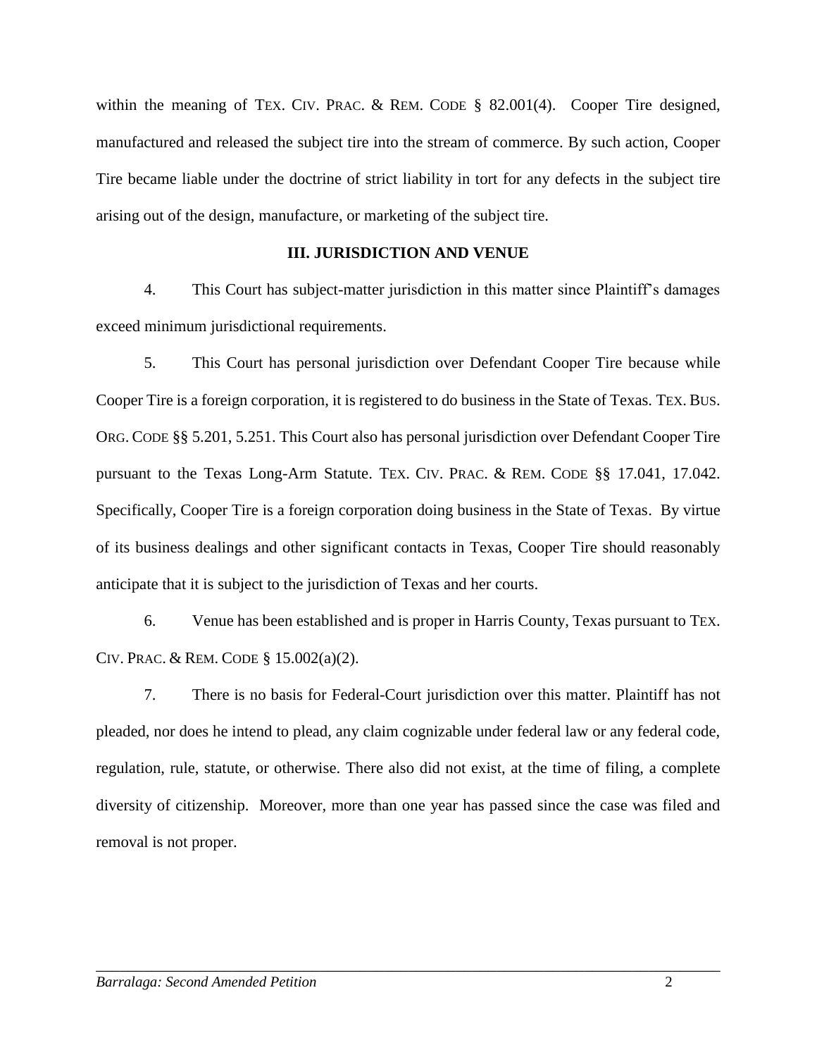within the meaning of TEX. CIV. PRAC. & REM. CODE § 82.001(4). Cooper Tire designed, manufactured and released the subject tire into the stream of commerce. By such action, Cooper Tire became liable under the doctrine of strict liability in tort for any defects in the subject tire arising out of the design, manufacture, or marketing of the subject tire.

## III. JURISDICTION AND VENUE

4. This Court has subject-matter jurisdiction in this matter since Plaintiff's damages exceed minimum jurisdictional requirements.

5. This Court has personal jurisdiction over Defendant Cooper Tire because while Cooper Tire is a foreign corporation, it is registered to do business in the State of Texas. TEX. BUS. ORG. CODE §§ 5.201, 5.251. This Court also has personal jurisdiction over Defendant Cooper Tire pursuant to the Texas Long-Arm Statute. TEX. CIV. PRAC. & REM. CODE §§ 17.041, 17.042. Specifically, Cooper Tire is a foreign corporation doing business in the State of Texas. By virtue of its business dealings and other significant contacts in Texas, Cooper Tire should reasonably anticipate that it is subject to the jurisdiction of Texas and her courts.

6. Venue has been established and is proper in Harris County, Texas pursuant to TEX. CIV. PRAC. & REM. CODE § 15.002(a)(2).

7. There is no basis for Federal-Court jurisdiction over this matter. Plaintiff has not pleaded, nor does he intend to plead, any claim cognizable under federal law or any federal code, regulation, rule, statute, or otherwise. There also did not exist, at the time of filing, a complete diversity of citizenship. Moreover, more than one year has passed since the case was filed and removal is not proper.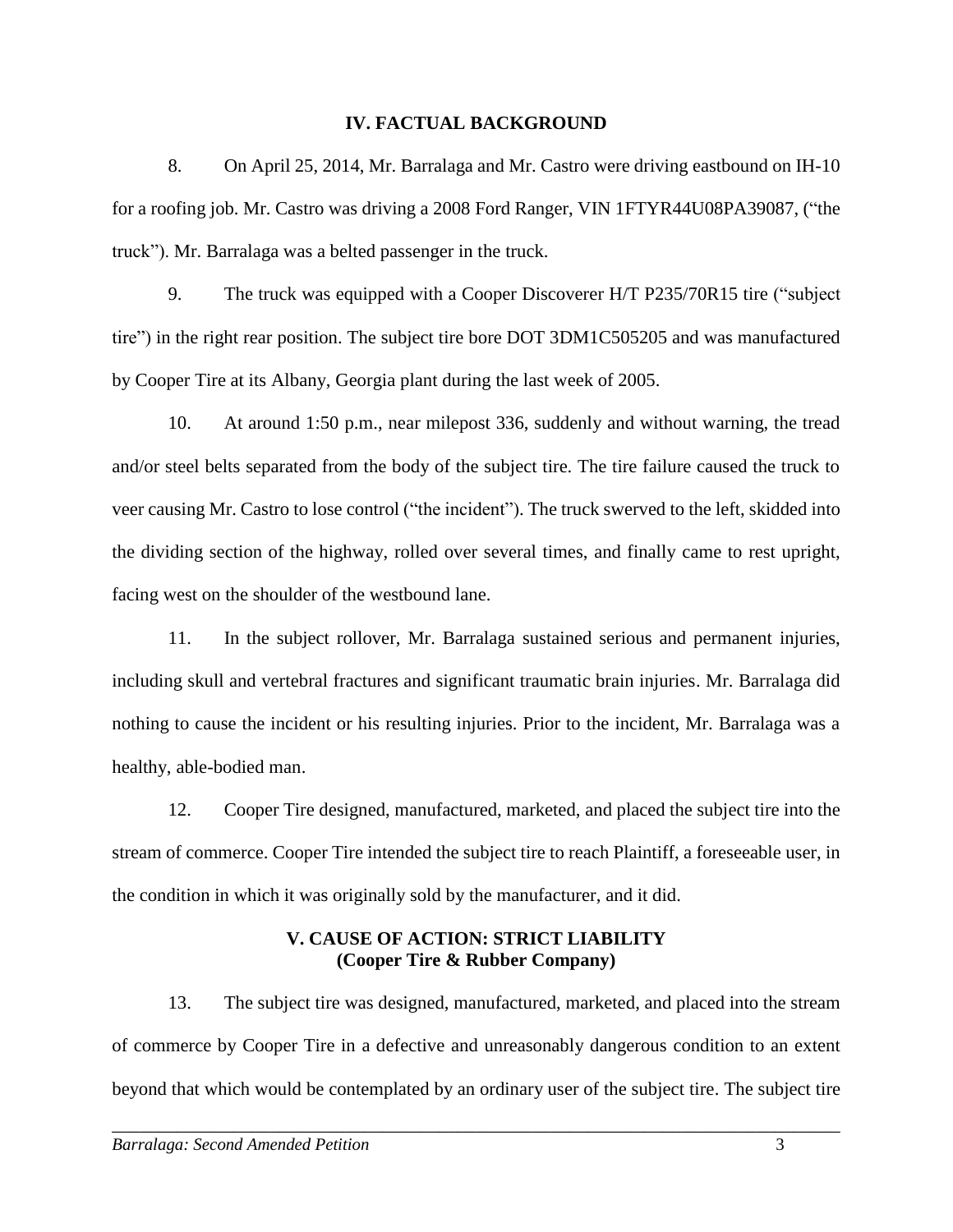## IV. FACTUAL BACKGROUND

8. On April 25, 2014, Mr. Barralaga and Mr. Castro were driving eastbound on IH-10 for a roofing job. Mr. Castro was driving a 2008 Ford Ranger, VIN 1FTYR44U08PA39087, ("the truck"). Mr. Barralaga was a belted passenger in the truck.

9. The truck was equipped with a Cooper Discoverer H/T P235/70R15 tire ("subject tire") in the right rear position. The subject tire bore DOT 3DM1C505205 and was manufactured by Cooper Tire at its Albany, Georgia plant during the last week of 2005.

10. At around 1:50 p.m., near milepost 336, suddenly and without warning, the tread and/or steel belts separated from the body of the subject tire. The tire failure caused the truck to veer causing Mr. Castro to lose control ("the incident"). The truck swerved to the left, skidded into the dividing section of the highway, rolled over several times, and finally came to rest upright, facing west on the shoulder of the westbound lane.

11. In the subject rollover, Mr. Barralaga sustained serious and permanent injuries, including skull and vertebral fractures and significant traumatic brain injuries. Mr. Barralaga did nothing to cause the incident or his resulting injuries. Prior to the incident, Mr. Barralaga was a healthy, able-bodied man.

12. Cooper Tire designed, manufactured, marketed, and placed the subject tire into the stream of commerce. Cooper Tire intended the subject tire to reach Plaintiff, a foreseeable user, in the condition in which it was originally sold by the manufacturer, and it did.

## V. CAUSE OF ACTION: STRICT LIABILITY (Cooper Tire & Rubber Company)

13. The subject tire was designed, manufactured, marketed, and placed into the stream of commerce by Cooper Tire in a defective and unreasonably dangerous condition to an extent beyond that which would be contemplated by an ordinary user of the subject tire. The subject tire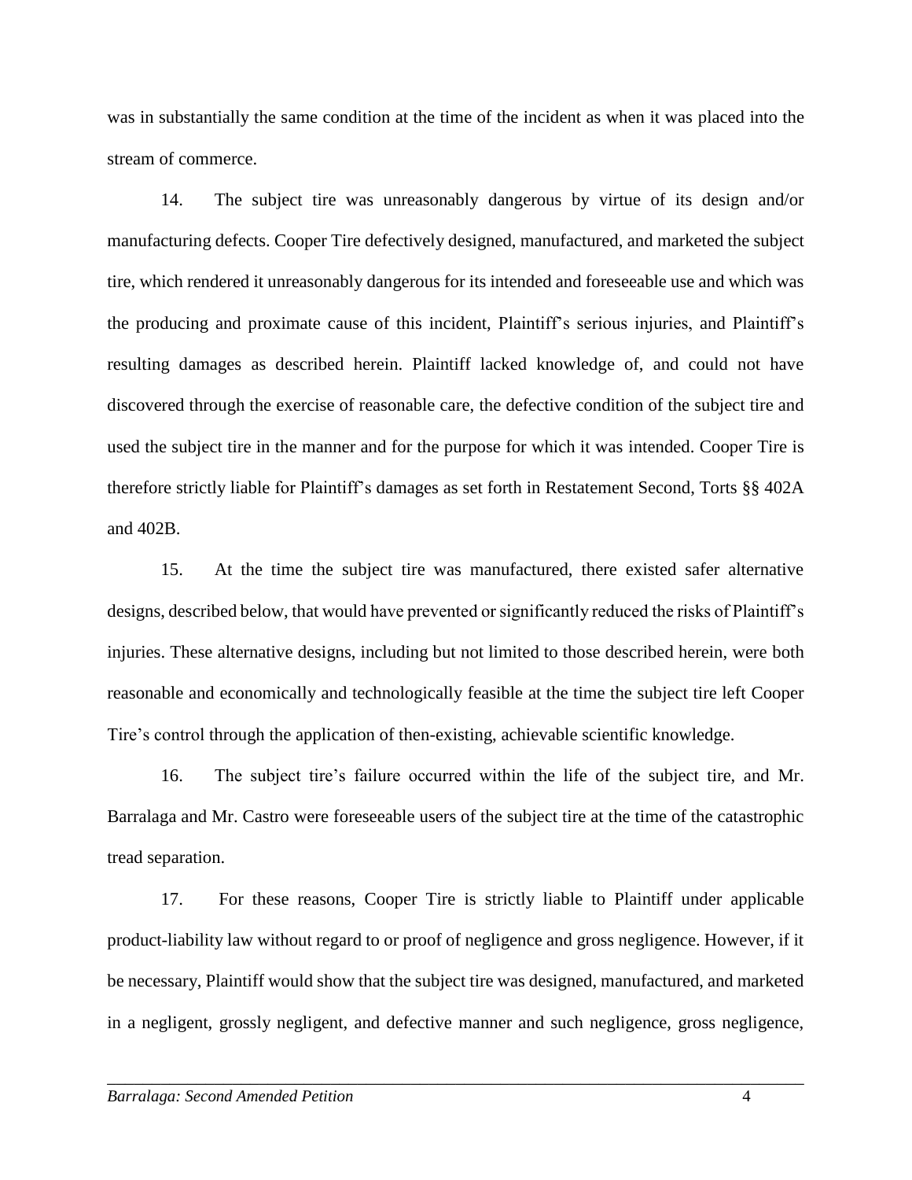was in substantially the same condition at the time of the incident as when it was placed into the stream of commerce.

14. The subject tire was unreasonably dangerous by virtue of its design and/or manufacturing defects. Cooper Tire defectively designed, manufactured, and marketed the subject tire, which rendered it unreasonably dangerous for its intended and foreseeable use and which was the producing and proximate cause of this incident, Plaintiff's serious injuries, and Plaintiff's resulting damages as described herein. Plaintiff lacked knowledge of, and could not have discovered through the exercise of reasonable care, the defective condition of the subject tire and used the subject tire in the manner and for the purpose for which it was intended. Cooper Tire is therefore strictly liable for Plaintiff's damages as set forth in Restatement Second, Torts §§ 402A and 402B.

15. At the time the subject tire was manufactured, there existed safer alternative designs, described below, that would have prevented or significantly reduced the risks of Plaintiff's injuries. These alternative designs, including but not limited to those described herein, were both reasonable and economically and technologically feasible at the time the subject tire left Cooper Tire's control through the application of then-existing, achievable scientific knowledge.

16. The subject tire's failure occurred within the life of the subject tire, and Mr. Barralaga and Mr. Castro were foreseeable users of the subject tire at the time of the catastrophic tread separation.

17. For these reasons, Cooper Tire is strictly liable to Plaintiff under applicable product-liability law without regard to or proof of negligence and gross negligence. However, if it be necessary, Plaintiff would show that the subject tire was designed, manufactured, and marketed in a negligent, grossly negligent, and defective manner and such negligence, gross negligence,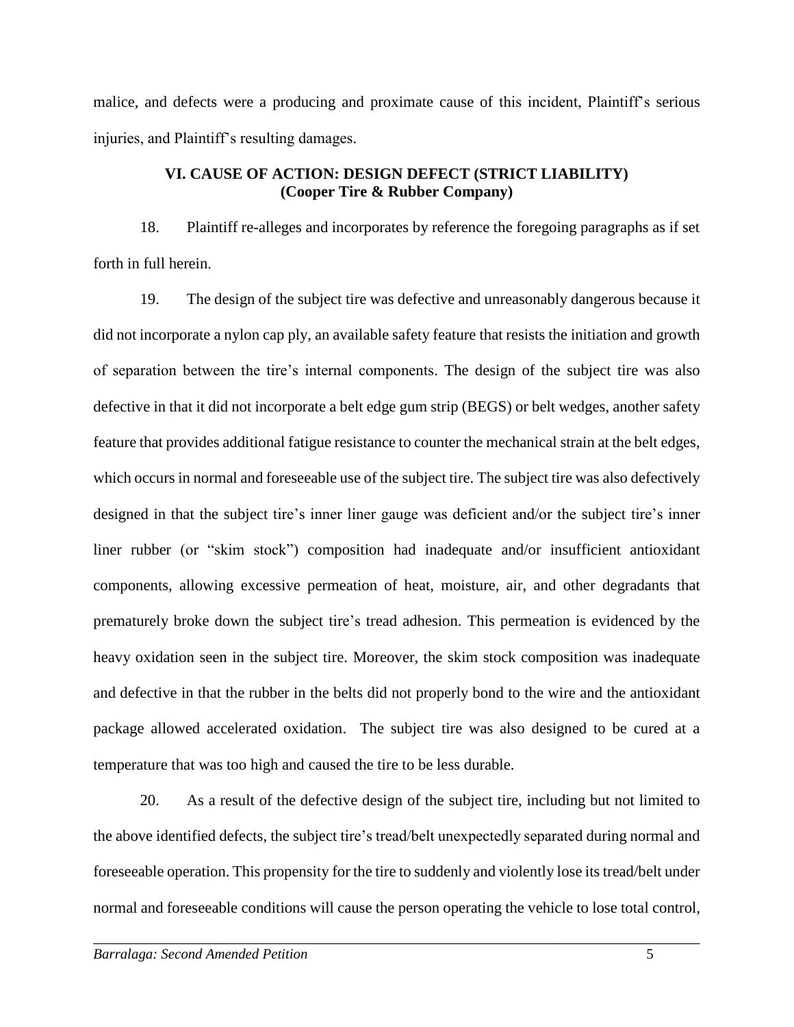malice, and defects were a producing and proximate cause of this incident, Plaintiff's serious injuries, and Plaintiff's resulting damages.

## VI. CAUSE OF ACTION: DESIGN DEFECT (STRICT LIABILITY)
## (Cooper Tire & Rubber Company)

18. Plaintiff re-alleges and incorporates by reference the foregoing paragraphs as if set forth in full herein.

19. The design of the subject tire was defective and unreasonably dangerous because it did not incorporate a nylon cap ply, an available safety feature that resists the initiation and growth of separation between the tire's internal components. The design of the subject tire was also defective in that it did not incorporate a belt edge gum strip (BEGS) or belt wedges, another safety feature that provides additional fatigue resistance to counter the mechanical strain at the belt edges, which occurs in normal and foreseeable use of the subject tire. The subject tire was also defectively designed in that the subject tire's inner liner gauge was deficient and/or the subject tire's inner liner rubber (or "skim stock") composition had inadequate and/or insufficient antioxidant components, allowing excessive permeation of heat, moisture, air, and other degradants that prematurely broke down the subject tire's tread adhesion. This permeation is evidenced by the heavy oxidation seen in the subject tire. Moreover, the skim stock composition was inadequate and defective in that the rubber in the belts did not properly bond to the wire and the antioxidant package allowed accelerated oxidation. The subject tire was also designed to be cured at a temperature that was too high and caused the tire to be less durable.

20. As a result of the defective design of the subject tire, including but not limited to the above identified defects, the subject tire's tread/belt unexpectedly separated during normal and foreseeable operation. This propensity for the tire to suddenly and violently lose its tread/belt under normal and foreseeable conditions will cause the person operating the vehicle to lose total control,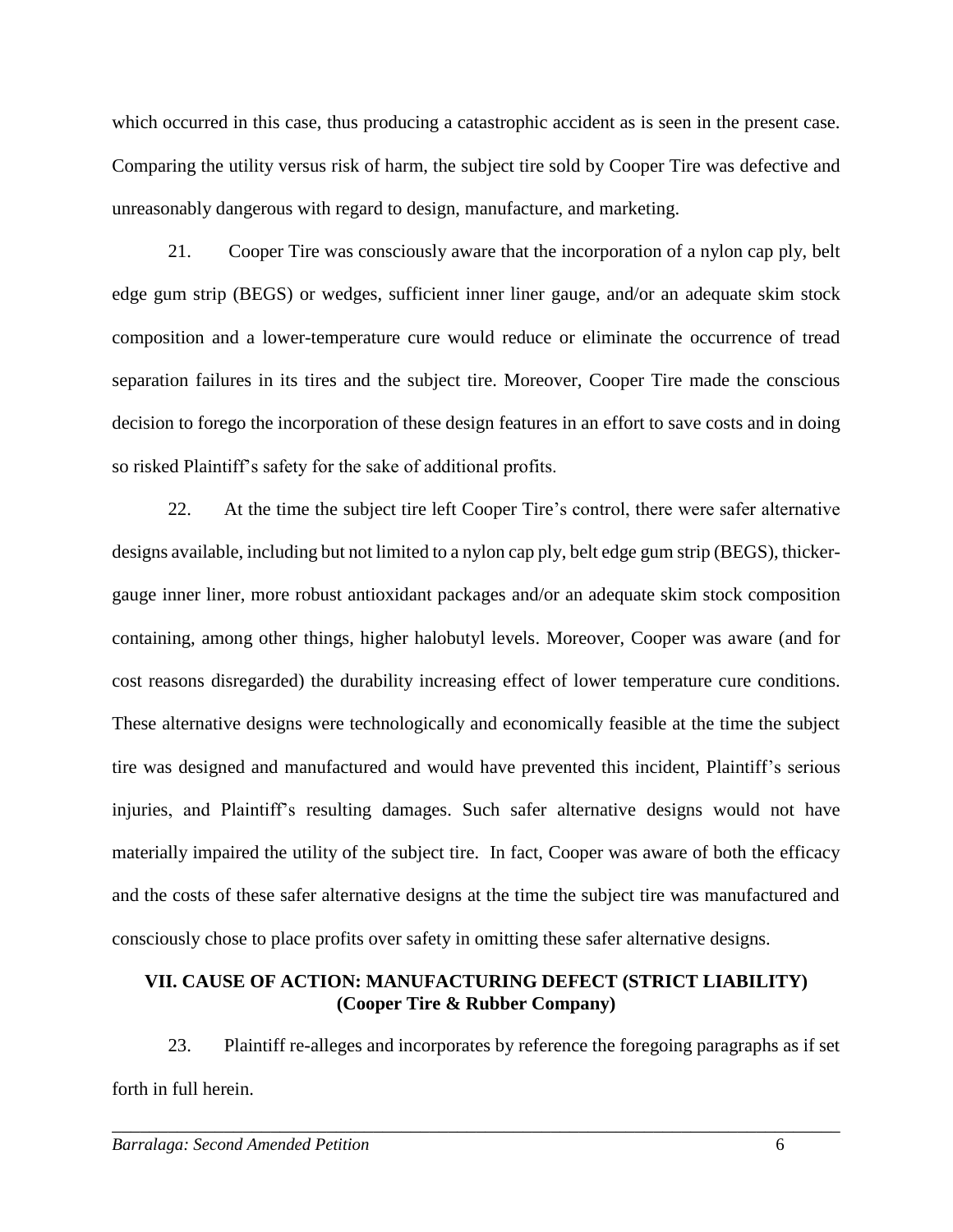which occurred in this case, thus producing a catastrophic accident as is seen in the present case. Comparing the utility versus risk of harm, the subject tire sold by Cooper Tire was defective and unreasonably dangerous with regard to design, manufacture, and marketing.

21. Cooper Tire was consciously aware that the incorporation of a nylon cap ply, belt edge gum strip (BEGS) or wedges, sufficient inner liner gauge, and/or an adequate skim stock composition and a lower-temperature cure would reduce or eliminate the occurrence of tread separation failures in its tires and the subject tire. Moreover, Cooper Tire made the conscious decision to forego the incorporation of these design features in an effort to save costs and in doing so risked Plaintiff's safety for the sake of additional profits.

22. At the time the subject tire left Cooper Tire's control, there were safer alternative designs available, including but not limited to a nylon cap ply, belt edge gum strip (BEGS), thicker-gauge inner liner, more robust antioxidant packages and/or an adequate skim stock composition containing, among other things, higher halobutyl levels. Moreover, Cooper was aware (and for cost reasons disregarded) the durability increasing effect of lower temperature cure conditions. These alternative designs were technologically and economically feasible at the time the subject tire was designed and manufactured and would have prevented this incident, Plaintiff's serious injuries, and Plaintiff's resulting damages. Such safer alternative designs would not have materially impaired the utility of the subject tire. In fact, Cooper was aware of both the efficacy and the costs of these safer alternative designs at the time the subject tire was manufactured and consciously chose to place profits over safety in omitting these safer alternative designs.

## VII. CAUSE OF ACTION: MANUFACTURING DEFECT (STRICT LIABILITY) (Cooper Tire & Rubber Company)

23. Plaintiff re-alleges and incorporates by reference the foregoing paragraphs as if set forth in full herein.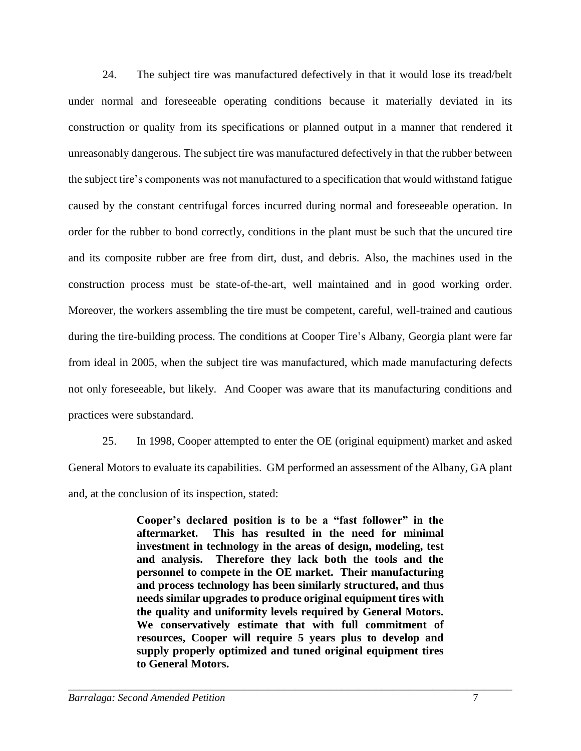24. The subject tire was manufactured defectively in that it would lose its tread/belt under normal and foreseeable operating conditions because it materially deviated in its construction or quality from its specifications or planned output in a manner that rendered it unreasonably dangerous. The subject tire was manufactured defectively in that the rubber between the subject tire's components was not manufactured to a specification that would withstand fatigue caused by the constant centrifugal forces incurred during normal and foreseeable operation. In order for the rubber to bond correctly, conditions in the plant must be such that the uncured tire and its composite rubber are free from dirt, dust, and debris. Also, the machines used in the construction process must be state-of-the-art, well maintained and in good working order. Moreover, the workers assembling the tire must be competent, careful, well-trained and cautious during the tire-building process. The conditions at Cooper Tire's Albany, Georgia plant were far from ideal in 2005, when the subject tire was manufactured, which made manufacturing defects not only foreseeable, but likely. And Cooper was aware that its manufacturing conditions and practices were substandard.

25. In 1998, Cooper attempted to enter the OE (original equipment) market and asked General Motors to evaluate its capabilities. GM performed an assessment of the Albany, GA plant and, at the conclusion of its inspection, stated:

> **Cooper's declared position is to be a "fast follower" in the aftermarket. This has resulted in the need for minimal investment in technology in the areas of design, modeling, test and analysis. Therefore they lack both the tools and the personnel to compete in the OE market. Their manufacturing and process technology has been similarly structured, and thus needs similar upgrades to produce original equipment tires with the quality and uniformity levels required by General Motors. We conservatively estimate that with full commitment of resources, Cooper will require 5 years plus to develop and supply properly optimized and tuned original equipment tires to General Motors.**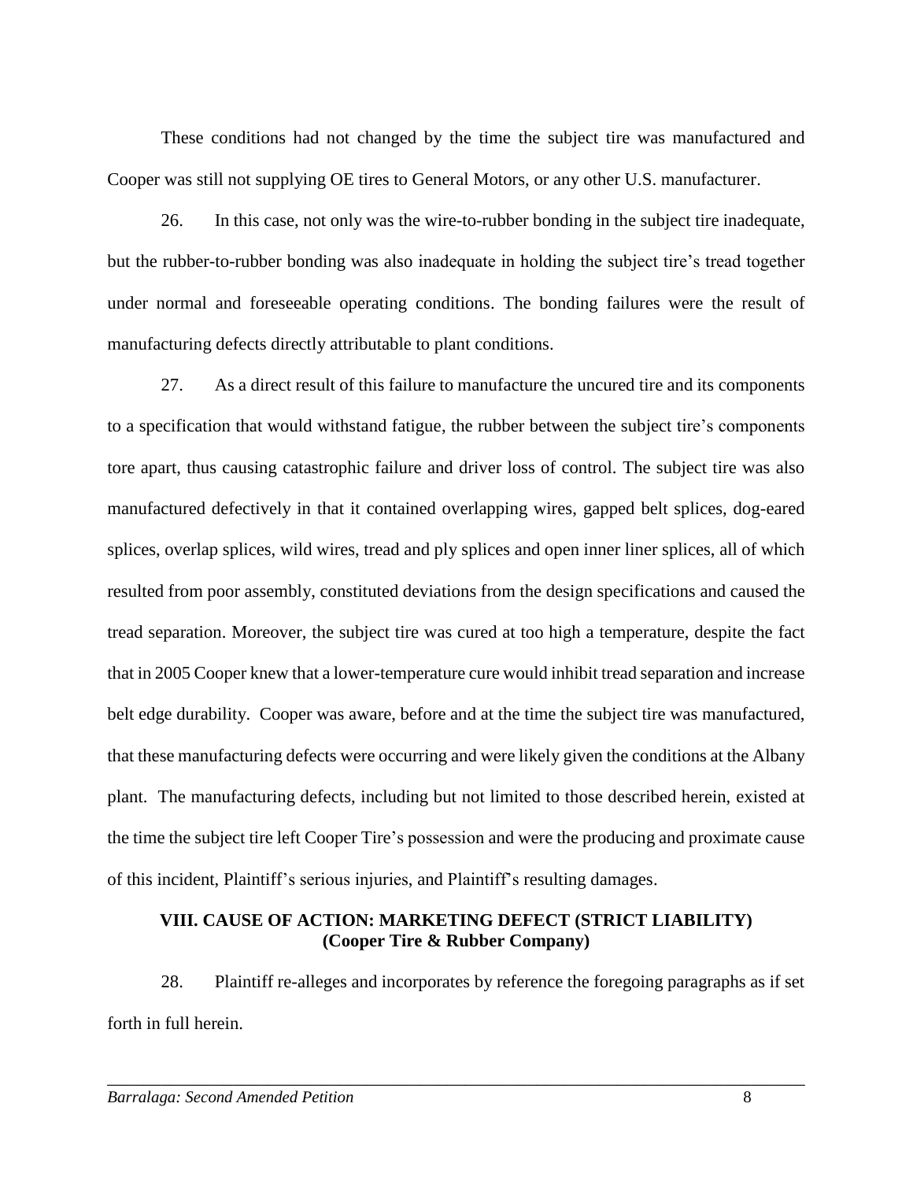These conditions had not changed by the time the subject tire was manufactured and Cooper was still not supplying OE tires to General Motors, or any other U.S. manufacturer.

26. In this case, not only was the wire-to-rubber bonding in the subject tire inadequate, but the rubber-to-rubber bonding was also inadequate in holding the subject tire's tread together under normal and foreseeable operating conditions. The bonding failures were the result of manufacturing defects directly attributable to plant conditions.

27. As a direct result of this failure to manufacture the uncured tire and its components to a specification that would withstand fatigue, the rubber between the subject tire's components tore apart, thus causing catastrophic failure and driver loss of control. The subject tire was also manufactured defectively in that it contained overlapping wires, gapped belt splices, dog-eared splices, overlap splices, wild wires, tread and ply splices and open inner liner splices, all of which resulted from poor assembly, constituted deviations from the design specifications and caused the tread separation. Moreover, the subject tire was cured at too high a temperature, despite the fact that in 2005 Cooper knew that a lower-temperature cure would inhibit tread separation and increase belt edge durability. Cooper was aware, before and at the time the subject tire was manufactured, that these manufacturing defects were occurring and were likely given the conditions at the Albany plant. The manufacturing defects, including but not limited to those described herein, existed at the time the subject tire left Cooper Tire's possession and were the producing and proximate cause of this incident, Plaintiff's serious injuries, and Plaintiff's resulting damages.

## VIII. CAUSE OF ACTION: MARKETING DEFECT (STRICT LIABILITY) (Cooper Tire & Rubber Company)

28. Plaintiff re-alleges and incorporates by reference the foregoing paragraphs as if set forth in full herein.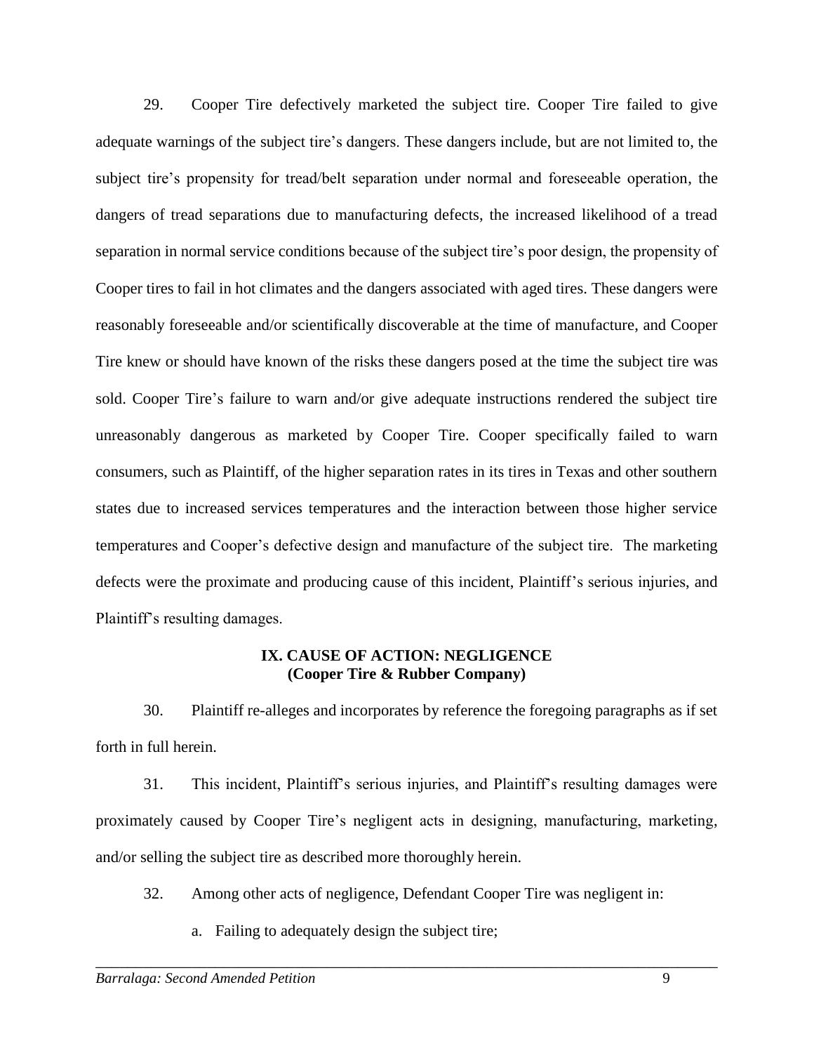29. Cooper Tire defectively marketed the subject tire. Cooper Tire failed to give adequate warnings of the subject tire's dangers. These dangers include, but are not limited to, the subject tire's propensity for tread/belt separation under normal and foreseeable operation, the dangers of tread separations due to manufacturing defects, the increased likelihood of a tread separation in normal service conditions because of the subject tire's poor design, the propensity of Cooper tires to fail in hot climates and the dangers associated with aged tires. These dangers were reasonably foreseeable and/or scientifically discoverable at the time of manufacture, and Cooper Tire knew or should have known of the risks these dangers posed at the time the subject tire was sold. Cooper Tire's failure to warn and/or give adequate instructions rendered the subject tire unreasonably dangerous as marketed by Cooper Tire. Cooper specifically failed to warn consumers, such as Plaintiff, of the higher separation rates in its tires in Texas and other southern states due to increased services temperatures and the interaction between those higher service temperatures and Cooper's defective design and manufacture of the subject tire. The marketing defects were the proximate and producing cause of this incident, Plaintiff's serious injuries, and Plaintiff's resulting damages.

## IX. CAUSE OF ACTION: NEGLIGENCE
## (Cooper Tire & Rubber Company)

30. Plaintiff re-alleges and incorporates by reference the foregoing paragraphs as if set forth in full herein.

31. This incident, Plaintiff's serious injuries, and Plaintiff's resulting damages were proximately caused by Cooper Tire's negligent acts in designing, manufacturing, marketing, and/or selling the subject tire as described more thoroughly herein.

32. Among other acts of negligence, Defendant Cooper Tire was negligent in:

a. Failing to adequately design the subject tire;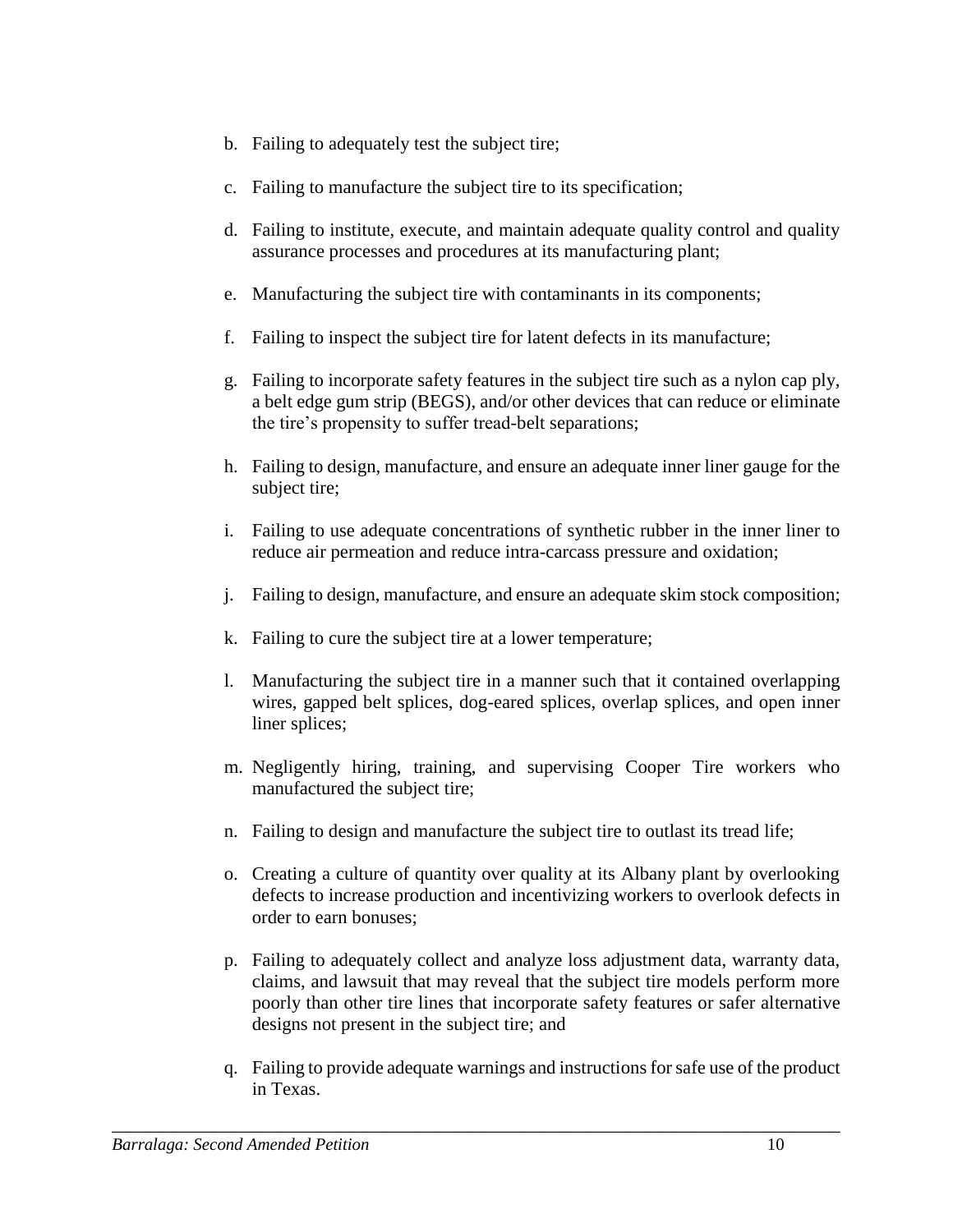b. Failing to adequately test the subject tire;

c. Failing to manufacture the subject tire to its specification;

d. Failing to institute, execute, and maintain adequate quality control and quality assurance processes and procedures at its manufacturing plant;

e. Manufacturing the subject tire with contaminants in its components;

f. Failing to inspect the subject tire for latent defects in its manufacture;

g. Failing to incorporate safety features in the subject tire such as a nylon cap ply, a belt edge gum strip (BEGS), and/or other devices that can reduce or eliminate the tire's propensity to suffer tread-belt separations;

h. Failing to design, manufacture, and ensure an adequate inner liner gauge for the subject tire;

i. Failing to use adequate concentrations of synthetic rubber in the inner liner to reduce air permeation and reduce intra-carcass pressure and oxidation;

j. Failing to design, manufacture, and ensure an adequate skim stock composition;

k. Failing to cure the subject tire at a lower temperature;

l. Manufacturing the subject tire in a manner such that it contained overlapping wires, gapped belt splices, dog-eared splices, overlap splices, and open inner liner splices;

m. Negligently hiring, training, and supervising Cooper Tire workers who manufactured the subject tire;

n. Failing to design and manufacture the subject tire to outlast its tread life;

o. Creating a culture of quantity over quality at its Albany plant by overlooking defects to increase production and incentivizing workers to overlook defects in order to earn bonuses;

p. Failing to adequately collect and analyze loss adjustment data, warranty data, claims, and lawsuit that may reveal that the subject tire models perform more poorly than other tire lines that incorporate safety features or safer alternative designs not present in the subject tire; and

q. Failing to provide adequate warnings and instructions for safe use of the product in Texas.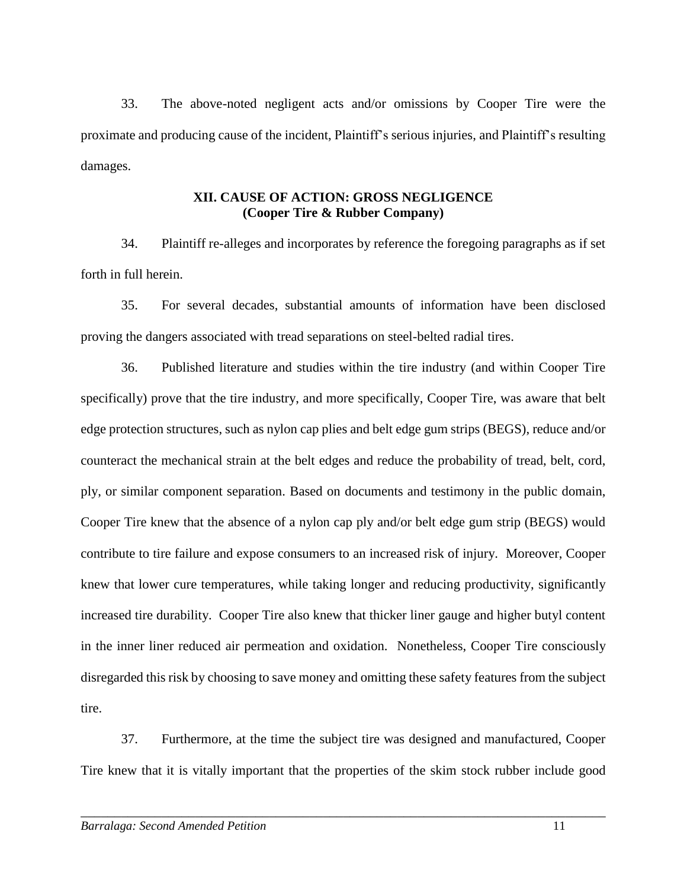33. The above-noted negligent acts and/or omissions by Cooper Tire were the proximate and producing cause of the incident, Plaintiff's serious injuries, and Plaintiff's resulting damages.

## XII. CAUSE OF ACTION: GROSS NEGLIGENCE (Cooper Tire & Rubber Company)

34. Plaintiff re-alleges and incorporates by reference the foregoing paragraphs as if set forth in full herein.

35. For several decades, substantial amounts of information have been disclosed proving the dangers associated with tread separations on steel-belted radial tires.

36. Published literature and studies within the tire industry (and within Cooper Tire specifically) prove that the tire industry, and more specifically, Cooper Tire, was aware that belt edge protection structures, such as nylon cap plies and belt edge gum strips (BEGS), reduce and/or counteract the mechanical strain at the belt edges and reduce the probability of tread, belt, cord, ply, or similar component separation. Based on documents and testimony in the public domain, Cooper Tire knew that the absence of a nylon cap ply and/or belt edge gum strip (BEGS) would contribute to tire failure and expose consumers to an increased risk of injury. Moreover, Cooper knew that lower cure temperatures, while taking longer and reducing productivity, significantly increased tire durability. Cooper Tire also knew that thicker liner gauge and higher butyl content in the inner liner reduced air permeation and oxidation. Nonetheless, Cooper Tire consciously disregarded this risk by choosing to save money and omitting these safety features from the subject tire.

37. Furthermore, at the time the subject tire was designed and manufactured, Cooper Tire knew that it is vitally important that the properties of the skim stock rubber include good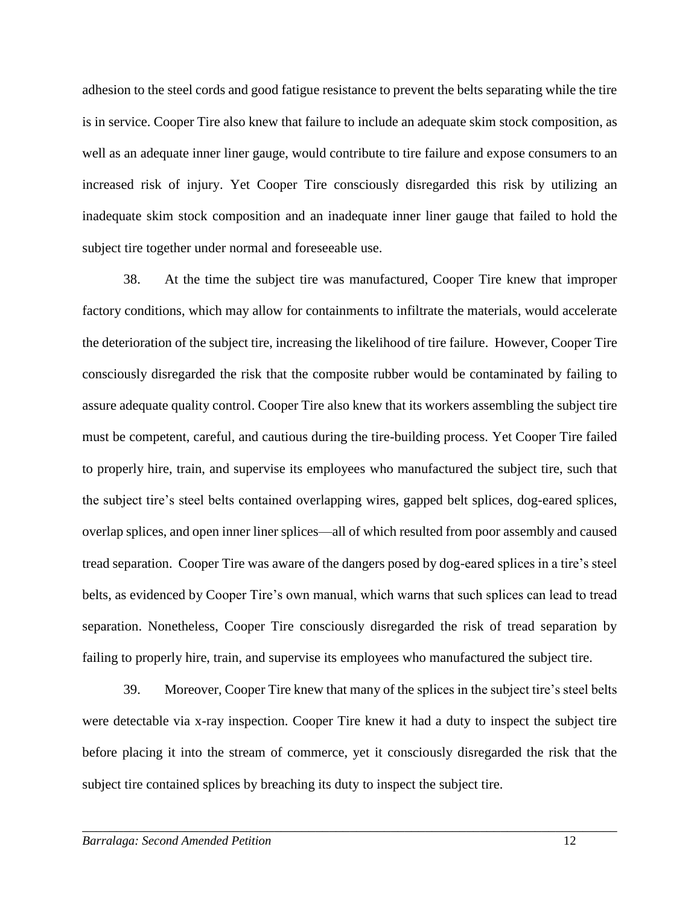adhesion to the steel cords and good fatigue resistance to prevent the belts separating while the tire is in service. Cooper Tire also knew that failure to include an adequate skim stock composition, as well as an adequate inner liner gauge, would contribute to tire failure and expose consumers to an increased risk of injury. Yet Cooper Tire consciously disregarded this risk by utilizing an inadequate skim stock composition and an inadequate inner liner gauge that failed to hold the subject tire together under normal and foreseeable use.

38. At the time the subject tire was manufactured, Cooper Tire knew that improper factory conditions, which may allow for containments to infiltrate the materials, would accelerate the deterioration of the subject tire, increasing the likelihood of tire failure. However, Cooper Tire consciously disregarded the risk that the composite rubber would be contaminated by failing to assure adequate quality control. Cooper Tire also knew that its workers assembling the subject tire must be competent, careful, and cautious during the tire-building process. Yet Cooper Tire failed to properly hire, train, and supervise its employees who manufactured the subject tire, such that the subject tire's steel belts contained overlapping wires, gapped belt splices, dog-eared splices, overlap splices, and open inner liner splices—all of which resulted from poor assembly and caused tread separation. Cooper Tire was aware of the dangers posed by dog-eared splices in a tire's steel belts, as evidenced by Cooper Tire's own manual, which warns that such splices can lead to tread separation. Nonetheless, Cooper Tire consciously disregarded the risk of tread separation by failing to properly hire, train, and supervise its employees who manufactured the subject tire.

39. Moreover, Cooper Tire knew that many of the splices in the subject tire's steel belts were detectable via x-ray inspection. Cooper Tire knew it had a duty to inspect the subject tire before placing it into the stream of commerce, yet it consciously disregarded the risk that the subject tire contained splices by breaching its duty to inspect the subject tire.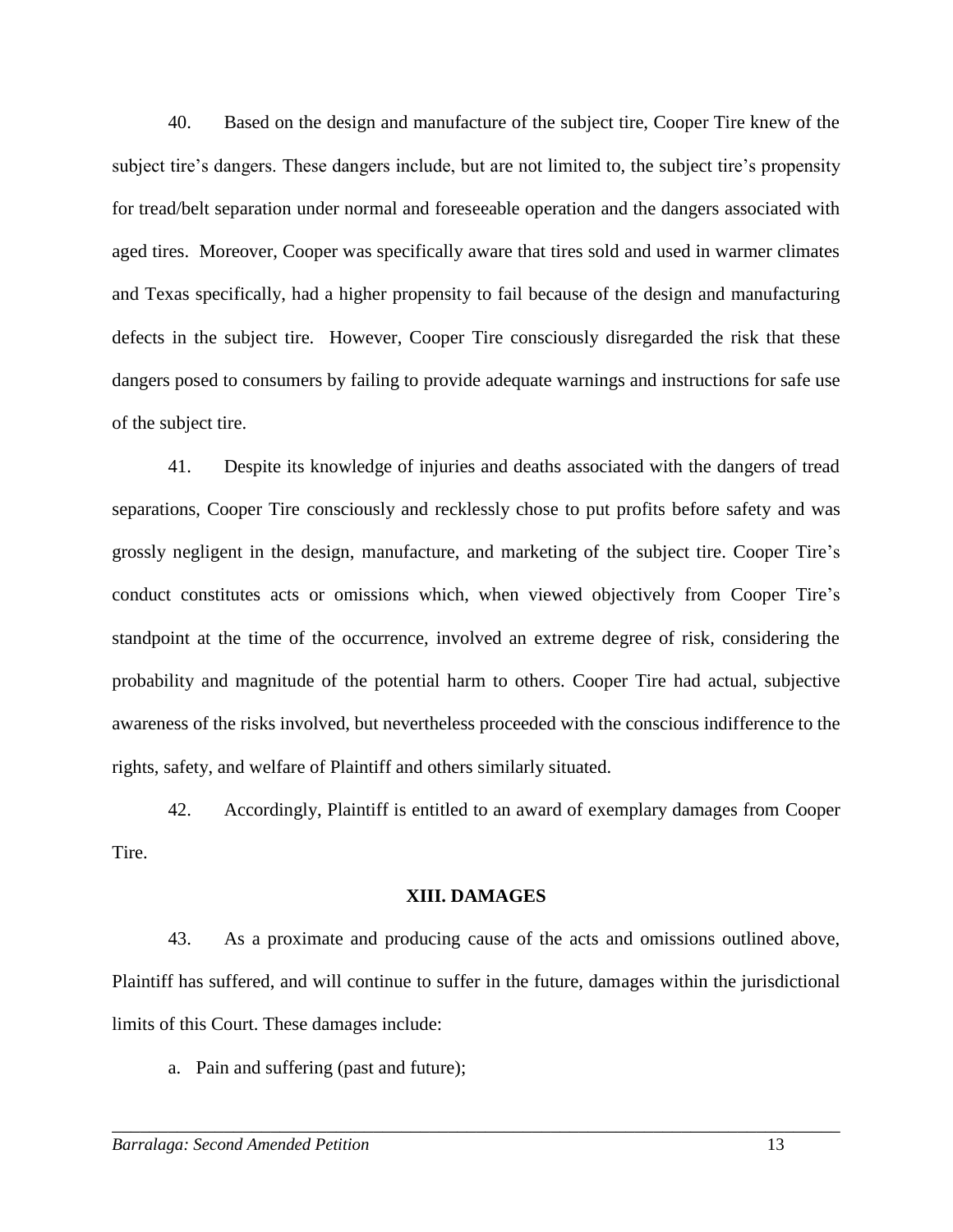40. Based on the design and manufacture of the subject tire, Cooper Tire knew of the subject tire's dangers. These dangers include, but are not limited to, the subject tire's propensity for tread/belt separation under normal and foreseeable operation and the dangers associated with aged tires. Moreover, Cooper was specifically aware that tires sold and used in warmer climates and Texas specifically, had a higher propensity to fail because of the design and manufacturing defects in the subject tire. However, Cooper Tire consciously disregarded the risk that these dangers posed to consumers by failing to provide adequate warnings and instructions for safe use of the subject tire.

41. Despite its knowledge of injuries and deaths associated with the dangers of tread separations, Cooper Tire consciously and recklessly chose to put profits before safety and was grossly negligent in the design, manufacture, and marketing of the subject tire. Cooper Tire's conduct constitutes acts or omissions which, when viewed objectively from Cooper Tire's standpoint at the time of the occurrence, involved an extreme degree of risk, considering the probability and magnitude of the potential harm to others. Cooper Tire had actual, subjective awareness of the risks involved, but nevertheless proceeded with the conscious indifference to the rights, safety, and welfare of Plaintiff and others similarly situated.

42. Accordingly, Plaintiff is entitled to an award of exemplary damages from Cooper Tire.

## XIII. DAMAGES

43. As a proximate and producing cause of the acts and omissions outlined above, Plaintiff has suffered, and will continue to suffer in the future, damages within the jurisdictional limits of this Court. These damages include:

a. Pain and suffering (past and future);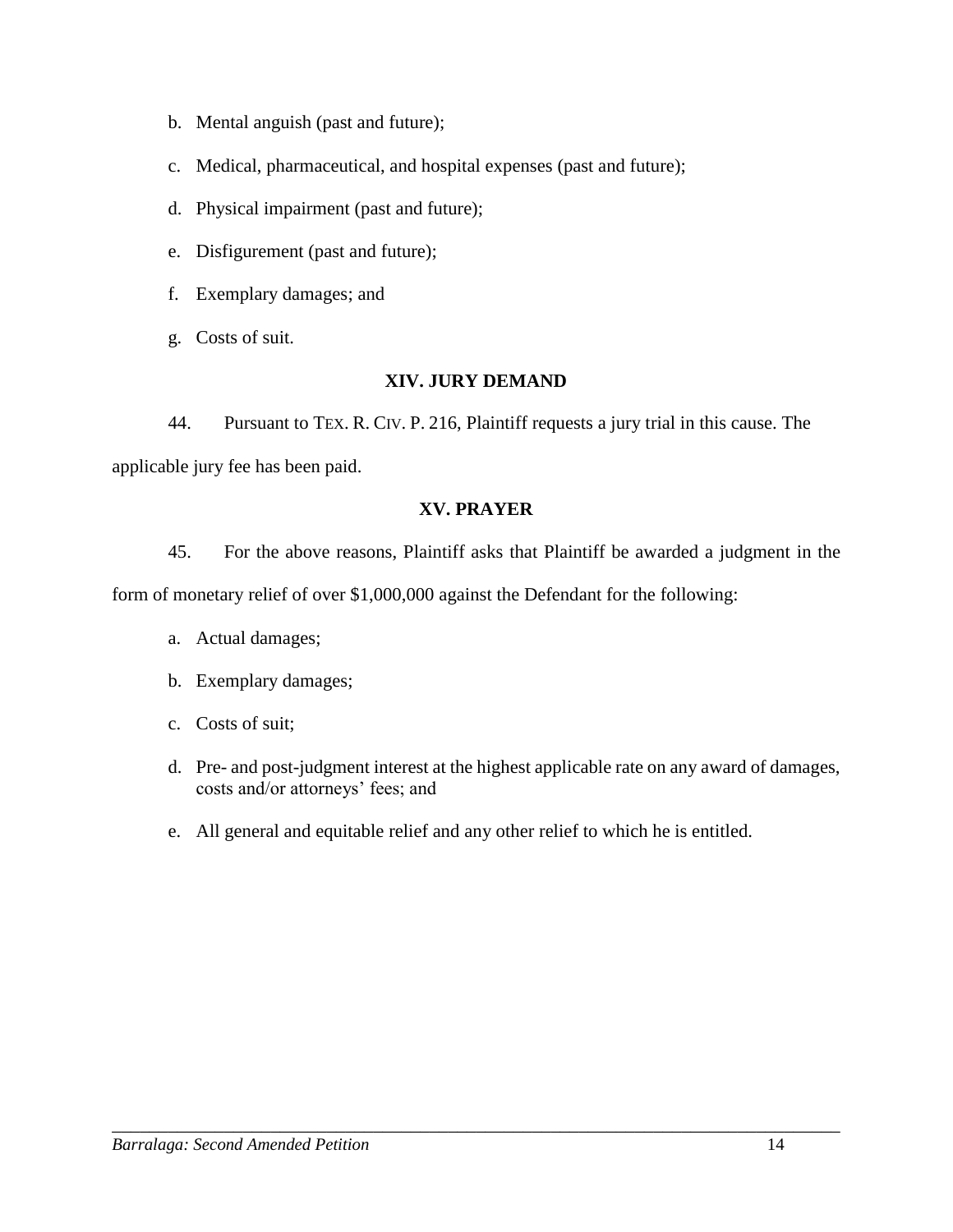b. Mental anguish (past and future);

c. Medical, pharmaceutical, and hospital expenses (past and future);

d. Physical impairment (past and future);

e. Disfigurement (past and future);

f. Exemplary damages; and

g. Costs of suit.

## XIV. JURY DEMAND

44. Pursuant to TEX. R. CIV. P. 216, Plaintiff requests a jury trial in this cause. The applicable jury fee has been paid.

## XV. PRAYER

45. For the above reasons, Plaintiff asks that Plaintiff be awarded a judgment in the form of monetary relief of over $1,000,000 against the Defendant for the following:

a. Actual damages;

b. Exemplary damages;

c. Costs of suit;

d. Pre- and post-judgment interest at the highest applicable rate on any award of damages, costs and/or attorneys' fees; and

e. All general and equitable relief and any other relief to which he is entitled.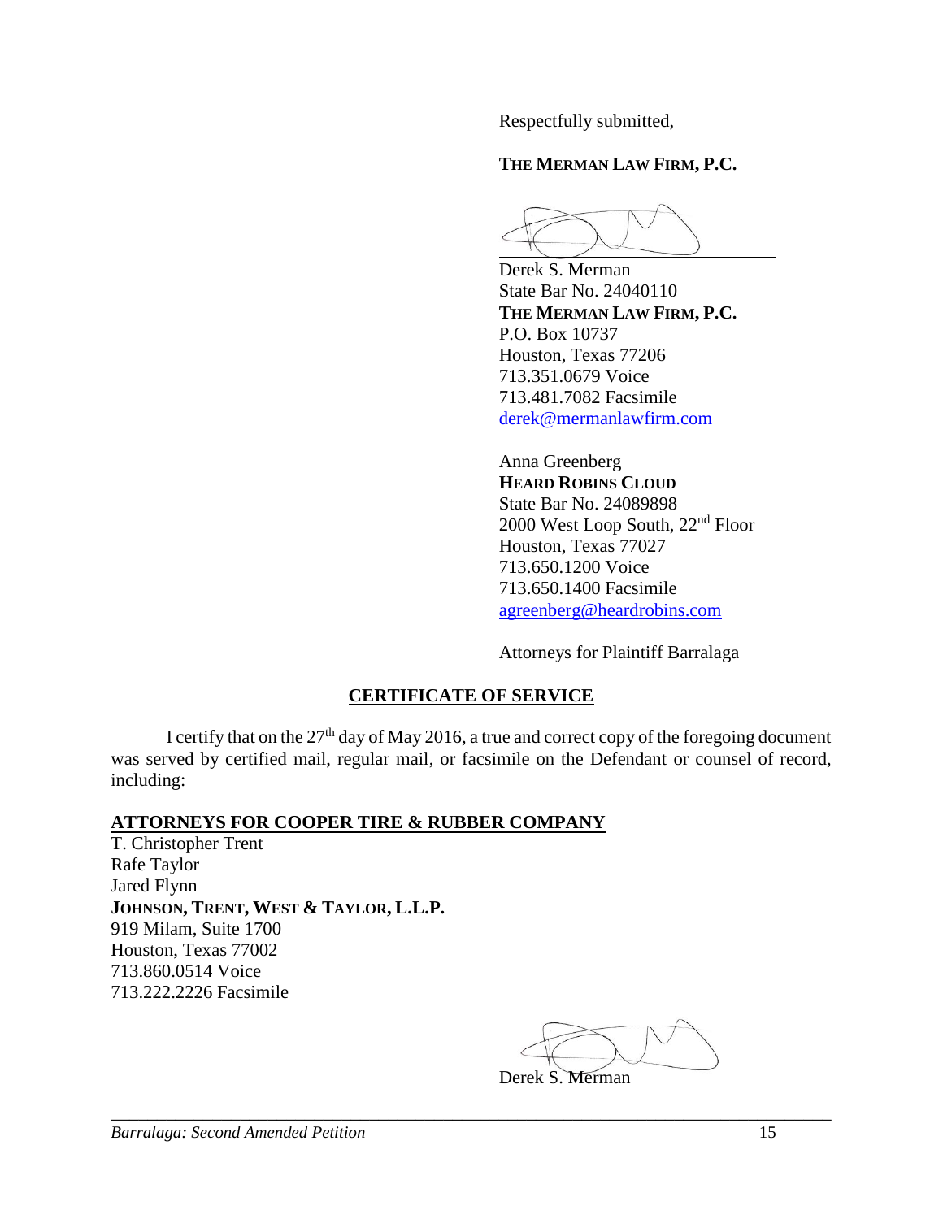Respectfully submitted,

**THE MERMAN LAW FIRM, P.C.**

\_\_\_\_\_\_\_\_\_\_\_\_\_\_\_\_\_\_\_\_\_\_\_\_\_\_\_\_\_\_

Derek S. Merman
State Bar No. 24040110
**THE MERMAN LAW FIRM, P.C.**
P.O. Box 10737
Houston, Texas 77206
713.351.0679 Voice
713.481.7082 Facsimile
derek@mermanlawfirm.com

Anna Greenberg
**HEARD ROBINS CLOUD**
State Bar No. 24089898
2000 West Loop South, 22nd Floor
Houston, Texas 77027
713.650.1200 Voice
713.650.1400 Facsimile
agreenberg@heardrobins.com

Attorneys for Plaintiff Barralaga

## CERTIFICATE OF SERVICE

I certify that on the 27th day of May 2016, a true and correct copy of the foregoing document was served by certified mail, regular mail, or facsimile on the Defendant or counsel of record, including:

**ATTORNEYS FOR COOPER TIRE & RUBBER COMPANY**

T. Christopher Trent
Rafe Taylor
Jared Flynn
**JOHNSON, TRENT, WEST & TAYLOR, L.L.P.**
919 Milam, Suite 1700
Houston, Texas 77002
713.860.0514 Voice
713.222.2226 Facsimile

\_\_\_\_\_\_\_\_\_\_\_\_\_\_\_\_\_\_\_\_\_\_\_\_\_\_\_\_\_\_

Derek S. Merman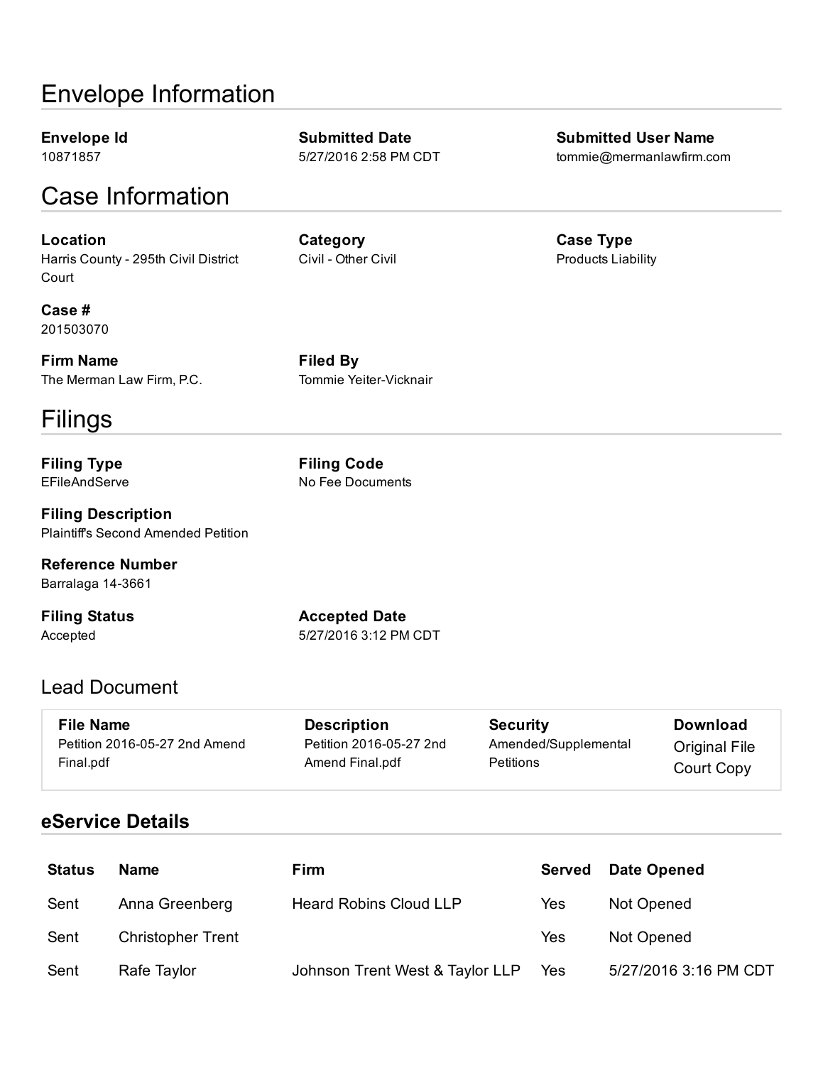# Envelope Information

**Envelope Id**
10871857

**Submitted Date**
5/27/2016 2:58 PM CDT

**Submitted User Name**
tommie@mermanlawfirm.com

# Case Information

**Location**
Harris County - 295th Civil District Court

**Category**
Civil - Other Civil

**Case Type**
Products Liability

**Case #**
201503070

**Firm Name**
The Merman Law Firm, P.C.

**Filed By**
Tommie Yeiter-Vicknair

# Filings

**Filing Type**
EFileAndServe

**Filing Code**
No Fee Documents

**Filing Description**
Plaintiff's Second Amended Petition

**Reference Number**
Barralaga 14-3661

**Filing Status**
Accepted

**Accepted Date**
5/27/2016 3:12 PM CDT

## Lead Document

| File Name | Description | Security | Download |
|---|---|---|---|
| Petition 2016-05-27 2nd Amend Final.pdf | Petition 2016-05-27 2nd Amend Final.pdf | Amended/Supplemental Petitions | Original File<br>Court Copy |

### eService Details

| Status | Name | Firm | Served | Date Opened |
|---|---|---|---|---|
| Sent | Anna Greenberg | Heard Robins Cloud LLP | Yes | Not Opened |
| Sent | Christopher Trent | | Yes | Not Opened |
| Sent | Rafe Taylor | Johnson Trent West & Taylor LLP | Yes | 5/27/2016 3:16 PM CDT |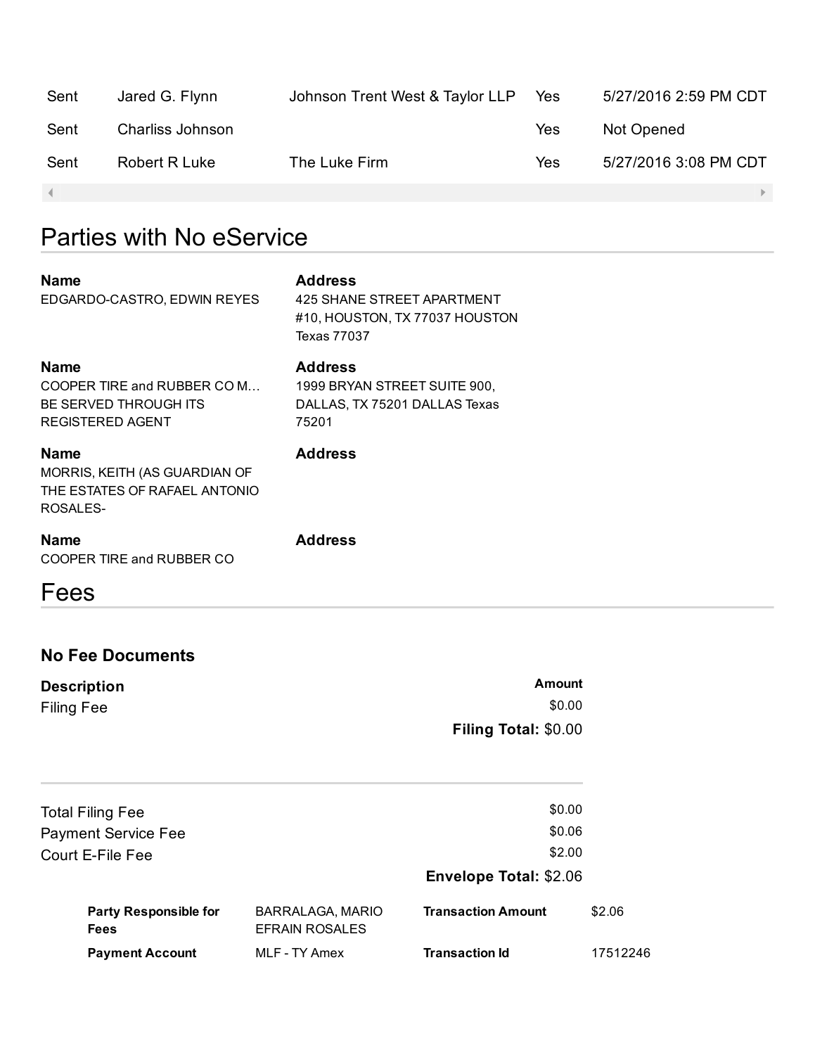| | | | | |
|---|---|---|---|---|
| Sent | Jared G. Flynn | Johnson Trent West & Taylor LLP | Yes | 5/27/2016 2:59 PM CDT |
| Sent | Charliss Johnson | | Yes | Not Opened |
| Sent | Robert R Luke | The Luke Firm | Yes | 5/27/2016 3:08 PM CDT |

## Parties with No eService

| Name | Address |
|---|---|
| EDGARDO-CASTRO, EDWIN REYES | 425 SHANE STREET APARTMENT #10, HOUSTON, TX 77037 HOUSTON Texas 77037 |
| COOPER TIRE and RUBBER CO M… BE SERVED THROUGH ITS REGISTERED AGENT | 1999 BRYAN STREET SUITE 900, DALLAS, TX 75201 DALLAS Texas 75201 |
| MORRIS, KEITH (AS GUARDIAN OF THE ESTATES OF RAFAEL ANTONIO ROSALES- | |
| COOPER TIRE and RUBBER CO | |

## Fees

### No Fee Documents

| Description | Amount |
|---|---|
| Filing Fee | $0.00 |
| **Filing Total:** | $0.00 |

| | |
|---|---|
| Total Filing Fee | $0.00 |
| Payment Service Fee | $0.06 |
| Court E-File Fee | $2.00 |
| **Envelope Total:** | $2.06 |

| | | | |
|---|---|---|---|
| **Party Responsible for Fees** | BARRALAGA, MARIO EFRAIN ROSALES | **Transaction Amount** | $2.06 |
| **Payment Account** | MLF - TY Amex | **Transaction Id** | 17512246 |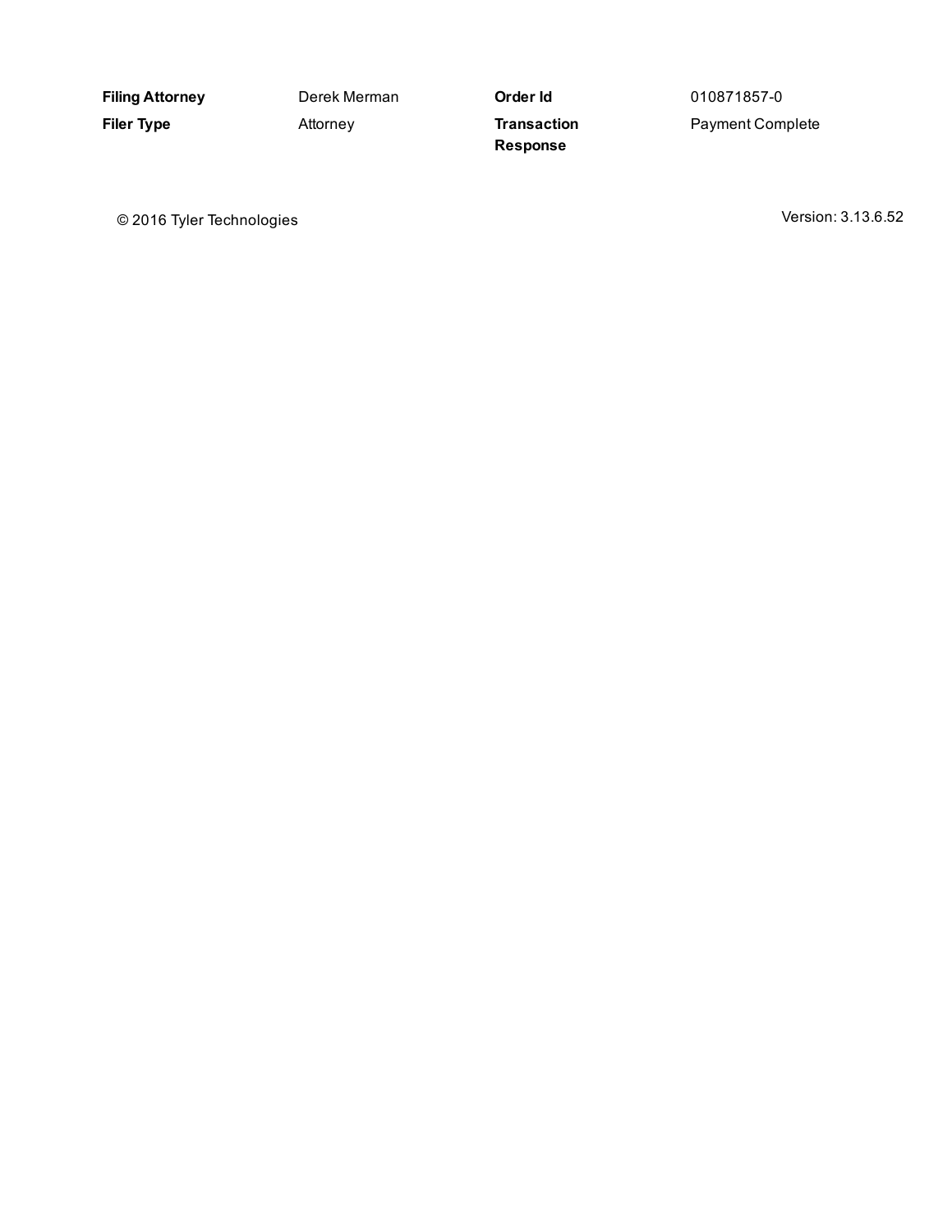| | | | |
|---|---|---|---|
| **Filing Attorney** | Derek Merman | **Order Id** | 010871857-0 |
| **Filer Type** | Attorney | **Transaction Response** | Payment Complete |

© 2016 Tyler Technologies

Version: 3.13.6.52